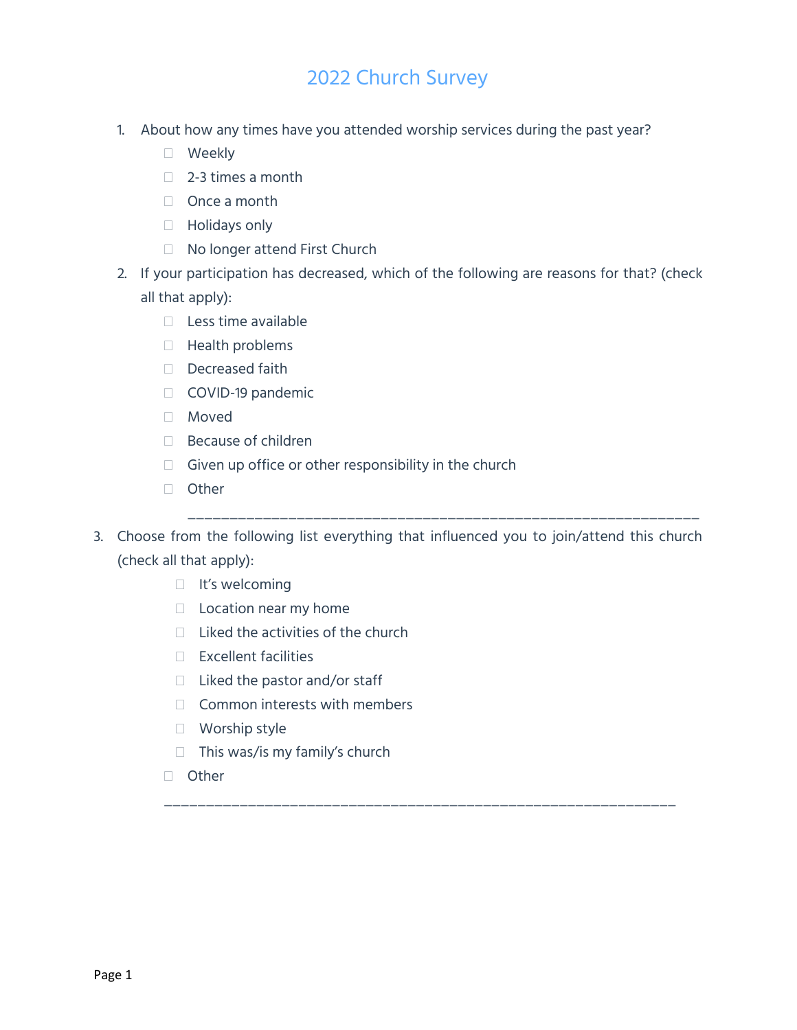# 2022 Church Survey

1. About how any times have you attended worship services during the past year?
   - ☐ Weekly
   - ☐ 2-3 times a month
   - ☐ Once a month
   - ☐ Holidays only
   - ☐ No longer attend First Church
2. If your participation has decreased, which of the following are reasons for that? (check all that apply):
   - ☐ Less time available
   - ☐ Health problems
   - ☐ Decreased faith
   - ☐ COVID-19 pandemic
   - ☐ Moved
   - ☐ Because of children
   - ☐ Given up office or other responsibility in the church
   - ☐ Other

     ______________________________________________________________
3. Choose from the following list everything that influenced you to join/attend this church (check all that apply):
   - ☐ It's welcoming
   - ☐ Location near my home
   - ☐ Liked the activities of the church
   - ☐ Excellent facilities
   - ☐ Liked the pastor and/or staff
   - ☐ Common interests with members
   - ☐ Worship style
   - ☐ This was/is my family's church
   - ☐ Other

     ______________________________________________________________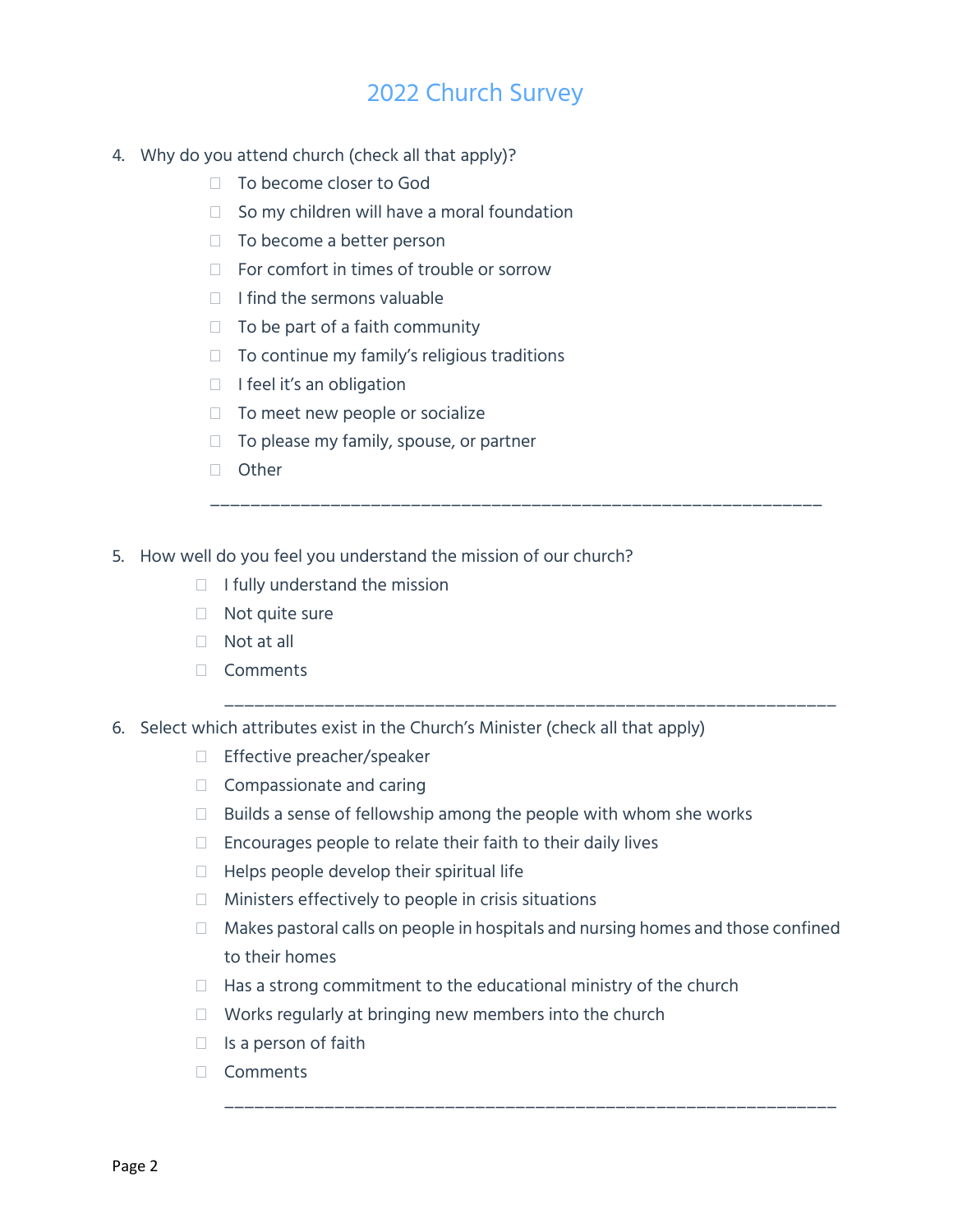# 2022 Church Survey

4. Why do you attend church (check all that apply)?
   - ☐ To become closer to God
   - ☐ So my children will have a moral foundation
   - ☐ To become a better person
   - ☐ For comfort in times of trouble or sorrow
   - ☐ I find the sermons valuable
   - ☐ To be part of a faith community
   - ☐ To continue my family's religious traditions
   - ☐ I feel it's an obligation
   - ☐ To meet new people or socialize
   - ☐ To please my family, spouse, or partner
   - ☐ Other

   ____________________________________________________________

5. How well do you feel you understand the mission of our church?
   - ☐ I fully understand the mission
   - ☐ Not quite sure
   - ☐ Not at all
   - ☐ Comments

   ____________________________________________________________

6. Select which attributes exist in the Church's Minister (check all that apply)
   - ☐ Effective preacher/speaker
   - ☐ Compassionate and caring
   - ☐ Builds a sense of fellowship among the people with whom she works
   - ☐ Encourages people to relate their faith to their daily lives
   - ☐ Helps people develop their spiritual life
   - ☐ Ministers effectively to people in crisis situations
   - ☐ Makes pastoral calls on people in hospitals and nursing homes and those confined to their homes
   - ☐ Has a strong commitment to the educational ministry of the church
   - ☐ Works regularly at bringing new members into the church
   - ☐ Is a person of faith
   - ☐ Comments

   ____________________________________________________________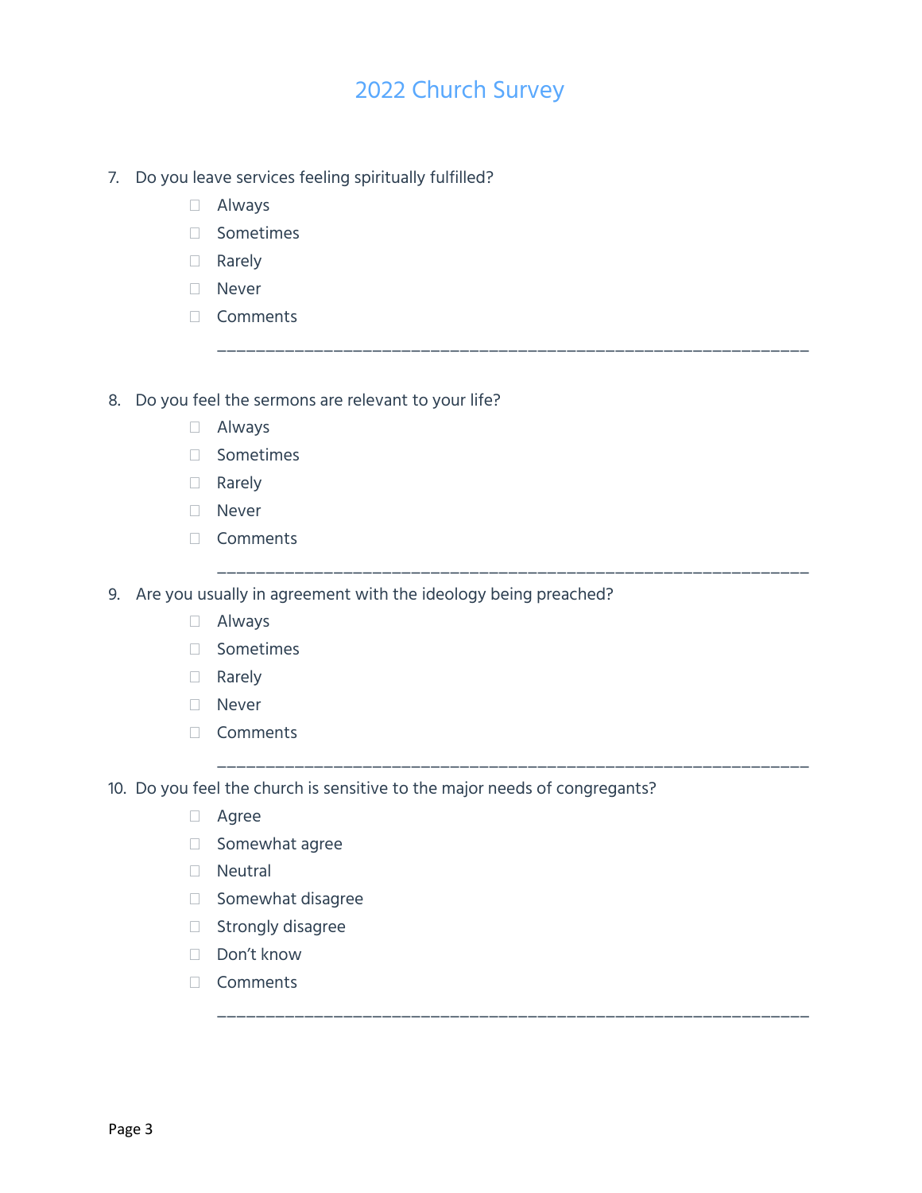# 2022 Church Survey

7. Do you leave services feeling spiritually fulfilled?
   - ☐ Always
   - ☐ Sometimes
   - ☐ Rarely
   - ☐ Never
   - ☐ Comments

   ______________________________________________________________

8. Do you feel the sermons are relevant to your life?
   - ☐ Always
   - ☐ Sometimes
   - ☐ Rarely
   - ☐ Never
   - ☐ Comments

   ______________________________________________________________

9. Are you usually in agreement with the ideology being preached?
   - ☐ Always
   - ☐ Sometimes
   - ☐ Rarely
   - ☐ Never
   - ☐ Comments

   ______________________________________________________________

10. Do you feel the church is sensitive to the major needs of congregants?
    - ☐ Agree
    - ☐ Somewhat agree
    - ☐ Neutral
    - ☐ Somewhat disagree
    - ☐ Strongly disagree
    - ☐ Don't know
    - ☐ Comments

    ______________________________________________________________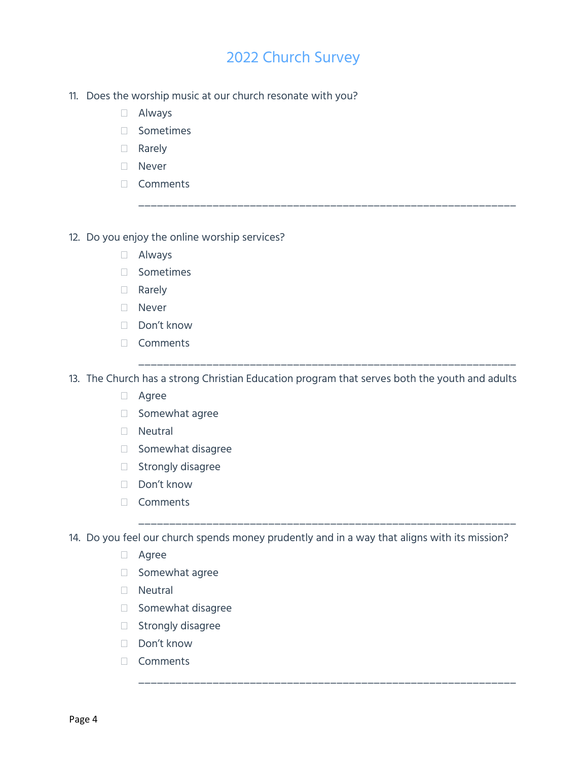# 2022 Church Survey

11. Does the worship music at our church resonate with you?
    - ☐ Always
    - ☐ Sometimes
    - ☐ Rarely
    - ☐ Never
    - ☐ Comments

    ______________________________________________________________

12. Do you enjoy the online worship services?
    - ☐ Always
    - ☐ Sometimes
    - ☐ Rarely
    - ☐ Never
    - ☐ Don't know
    - ☐ Comments

    ______________________________________________________________

13. The Church has a strong Christian Education program that serves both the youth and adults
    - ☐ Agree
    - ☐ Somewhat agree
    - ☐ Neutral
    - ☐ Somewhat disagree
    - ☐ Strongly disagree
    - ☐ Don't know
    - ☐ Comments

    ______________________________________________________________

14. Do you feel our church spends money prudently and in a way that aligns with its mission?
    - ☐ Agree
    - ☐ Somewhat agree
    - ☐ Neutral
    - ☐ Somewhat disagree
    - ☐ Strongly disagree
    - ☐ Don't know
    - ☐ Comments

    ______________________________________________________________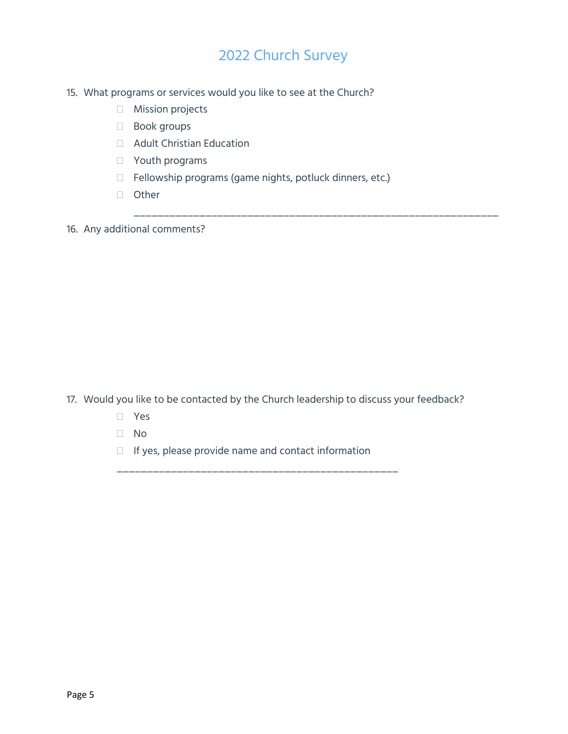# 2022 Church Survey

15. What programs or services would you like to see at the Church?
    - ☐ Mission projects
    - ☐ Book groups
    - ☐ Adult Christian Education
    - ☐ Youth programs
    - ☐ Fellowship programs (game nights, potluck dinners, etc.)
    - ☐ Other

    ___________________________________________________________

16. Any additional comments?

17. Would you like to be contacted by the Church leadership to discuss your feedback?
    - ☐ Yes
    - ☐ No
    - ☐ If yes, please provide name and contact information

    ______________________________________________